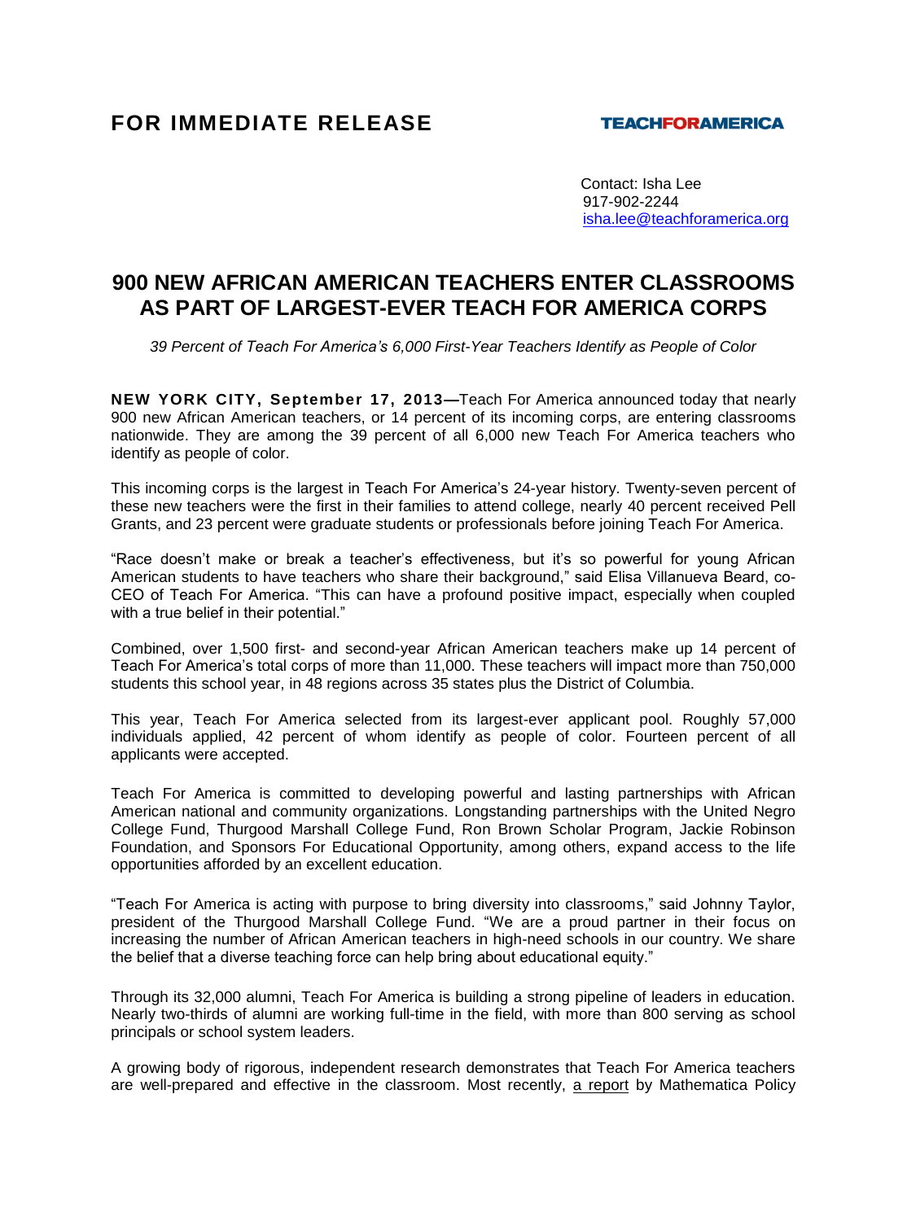**FOR IMMEDIATE RELEASE**

**TEACHFORAMERICA**

Contact: Isha Lee
917-902-2244
isha.lee@teachforamerica.org

# 900 NEW AFRICAN AMERICAN TEACHERS ENTER CLASSROOMS AS PART OF LARGEST-EVER TEACH FOR AMERICA CORPS

*39 Percent of Teach For America's 6,000 First-Year Teachers Identify as People of Color*

**NEW YORK CITY, September 17, 2013—**Teach For America announced today that nearly 900 new African American teachers, or 14 percent of its incoming corps, are entering classrooms nationwide. They are among the 39 percent of all 6,000 new Teach For America teachers who identify as people of color.

This incoming corps is the largest in Teach For America's 24-year history. Twenty-seven percent of these new teachers were the first in their families to attend college, nearly 40 percent received Pell Grants, and 23 percent were graduate students or professionals before joining Teach For America.

"Race doesn't make or break a teacher's effectiveness, but it's so powerful for young African American students to have teachers who share their background," said Elisa Villanueva Beard, co-CEO of Teach For America. "This can have a profound positive impact, especially when coupled with a true belief in their potential."

Combined, over 1,500 first- and second-year African American teachers make up 14 percent of Teach For America's total corps of more than 11,000. These teachers will impact more than 750,000 students this school year, in 48 regions across 35 states plus the District of Columbia.

This year, Teach For America selected from its largest-ever applicant pool. Roughly 57,000 individuals applied, 42 percent of whom identify as people of color. Fourteen percent of all applicants were accepted.

Teach For America is committed to developing powerful and lasting partnerships with African American national and community organizations. Longstanding partnerships with the United Negro College Fund, Thurgood Marshall College Fund, Ron Brown Scholar Program, Jackie Robinson Foundation, and Sponsors For Educational Opportunity, among others, expand access to the life opportunities afforded by an excellent education.

"Teach For America is acting with purpose to bring diversity into classrooms," said Johnny Taylor, president of the Thurgood Marshall College Fund. "We are a proud partner in their focus on increasing the number of African American teachers in high-need schools in our country. We share the belief that a diverse teaching force can help bring about educational equity."

Through its 32,000 alumni, Teach For America is building a strong pipeline of leaders in education. Nearly two-thirds of alumni are working full-time in the field, with more than 800 serving as school principals or school system leaders.

A growing body of rigorous, independent research demonstrates that Teach For America teachers are well-prepared and effective in the classroom. Most recently, a report by Mathematica Policy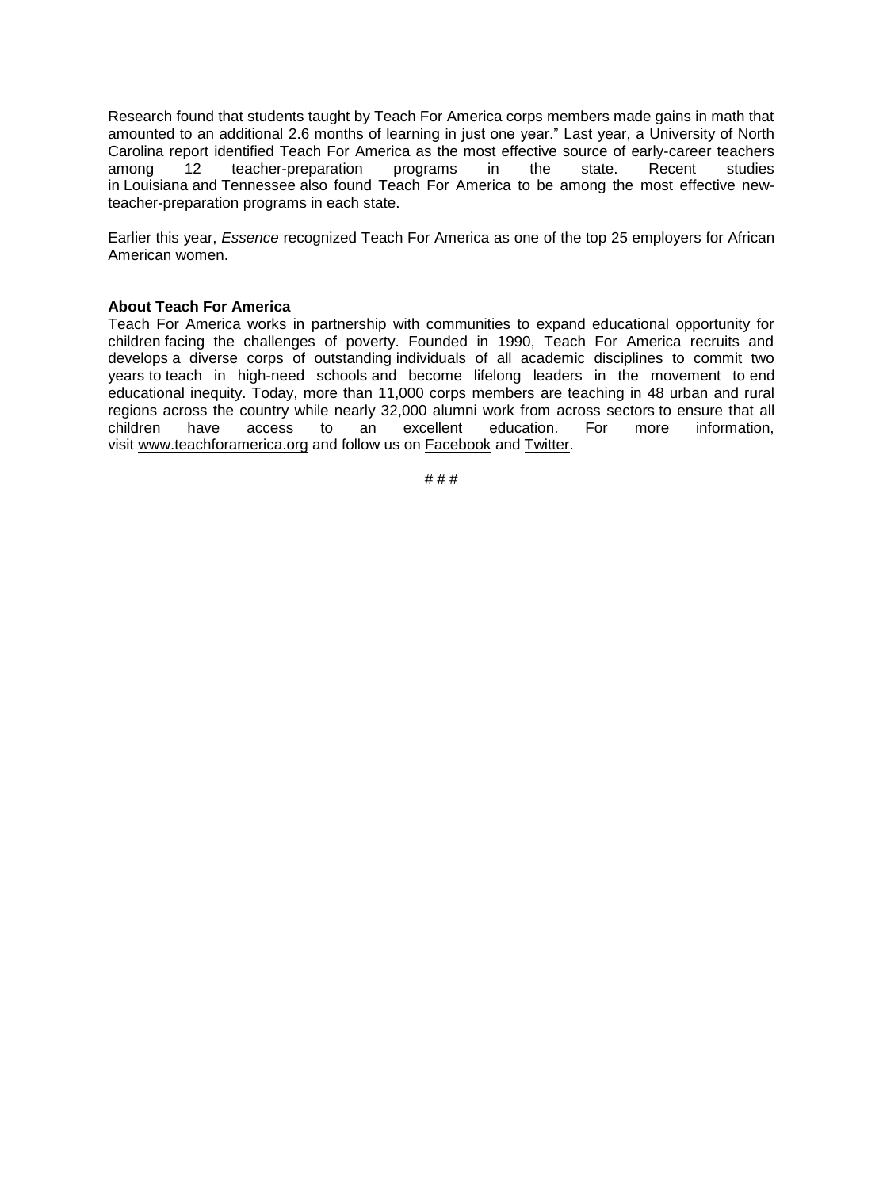Research found that students taught by Teach For America corps members made gains in math that amounted to an additional 2.6 months of learning in just one year." Last year, a University of North Carolina report identified Teach For America as the most effective source of early-career teachers among 12 teacher-preparation programs in the state. Recent studies in Louisiana and Tennessee also found Teach For America to be among the most effective new-teacher-preparation programs in each state.

Earlier this year, *Essence* recognized Teach For America as one of the top 25 employers for African American women.

**About Teach For America**

Teach For America works in partnership with communities to expand educational opportunity for children facing the challenges of poverty. Founded in 1990, Teach For America recruits and develops a diverse corps of outstanding individuals of all academic disciplines to commit two years to teach in high-need schools and become lifelong leaders in the movement to end educational inequity. Today, more than 11,000 corps members are teaching in 48 urban and rural regions across the country while nearly 32,000 alumni work from across sectors to ensure that all children have access to an excellent education. For more information, visit www.teachforamerica.org and follow us on Facebook and Twitter.

# # #